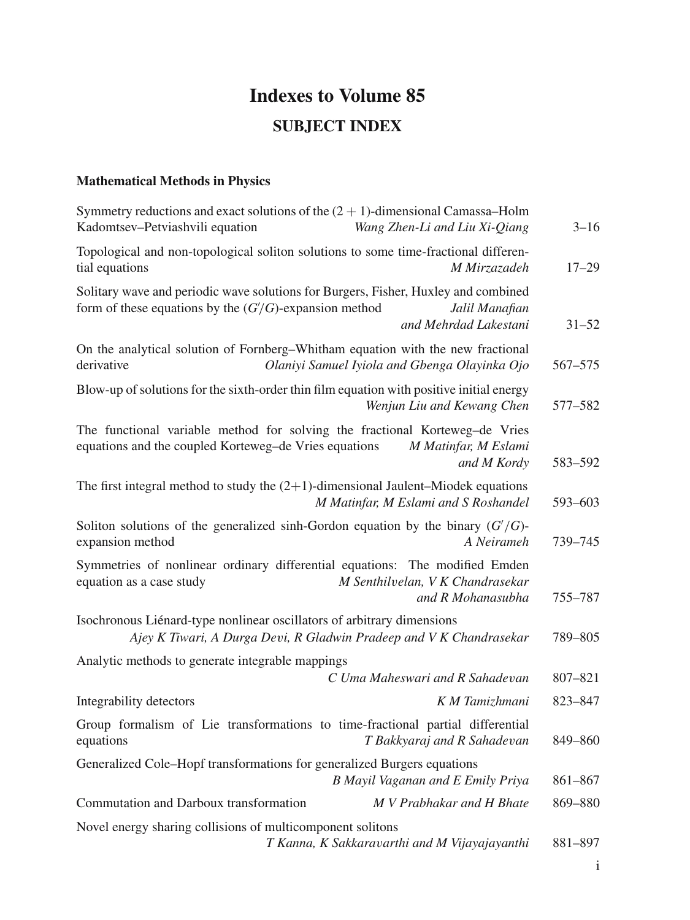# Indexes to Volume 85

## SUBJECT INDEX

### Mathematical Methods in Physics

Symmetry reductions and exact solutions of the $(2 + 1)$-dimensional Camassa–Holm Kadomtsev–Petviashvili equation — *Wang Zhen-Li and Liu Xi-Qiang* — 3–16

Topological and non-topological soliton solutions to some time-fractional differential equations — *M Mirzazadeh* — 17–29

Solitary wave and periodic wave solutions for Burgers, Fisher, Huxley and combined form of these equations by the $(G'/G)$-expansion method — *Jalil Manafian and Mehrdad Lakestani* — 31–52

On the analytical solution of Fornberg–Whitham equation with the new fractional derivative — *Olaniyi Samuel Iyiola and Gbenga Olayinka Ojo* — 567–575

Blow-up of solutions for the sixth-order thin film equation with positive initial energy — *Wenjun Liu and Kewang Chen* — 577–582

The functional variable method for solving the fractional Korteweg–de Vries equations and the coupled Korteweg–de Vries equations — *M Matinfar, M Eslami and M Kordy* — 583–592

The first integral method to study the (2+1)-dimensional Jaulent–Miodek equations — *M Matinfar, M Eslami and S Roshandel* — 593–603

Soliton solutions of the generalized sinh-Gordon equation by the binary $(G'/G)$-expansion method — *A Neirameh* — 739–745

Symmetries of nonlinear ordinary differential equations: The modified Emden equation as a case study — *M Senthilvelan, V K Chandrasekar and R Mohanasubha* — 755–787

Isochronous Liénard-type nonlinear oscillators of arbitrary dimensions — *Ajey K Tiwari, A Durga Devi, R Gladwin Pradeep and V K Chandrasekar* — 789–805

Analytic methods to generate integrable mappings — *C Uma Maheswari and R Sahadevan* — 807–821

Integrability detectors — *K M Tamizhmani* — 823–847

Group formalism of Lie transformations to time-fractional partial differential equations — *T Bakkyaraj and R Sahadevan* — 849–860

Generalized Cole–Hopf transformations for generalized Burgers equations — *B Mayil Vaganan and E Emily Priya* — 861–867

Commutation and Darboux transformation — *M V Prabhakar and H Bhate* — 869–880

Novel energy sharing collisions of multicomponent solitons — *T Kanna, K Sakkaravarthi and M Vijayajayanthi* — 881–897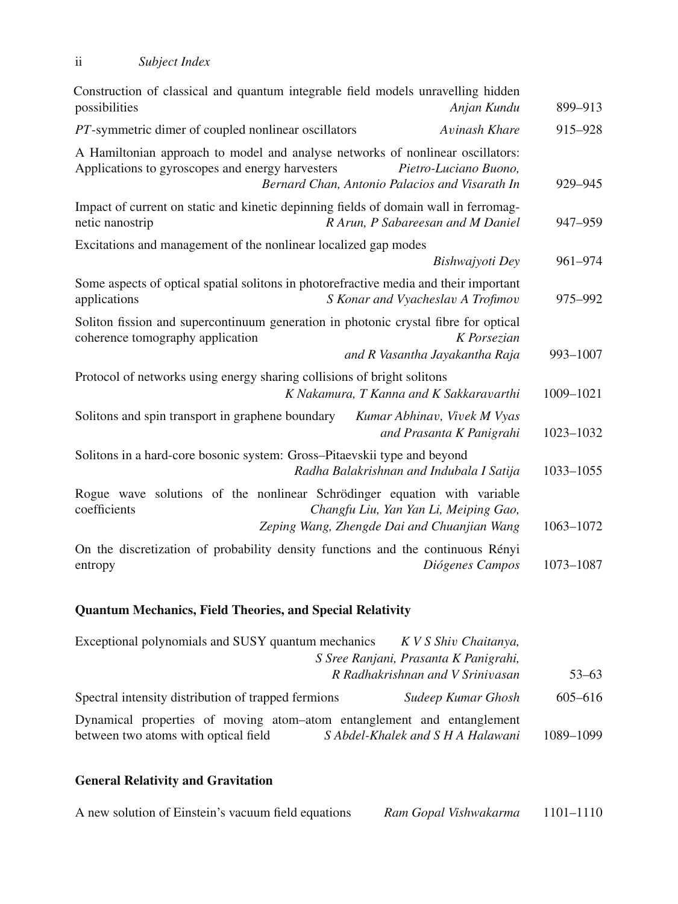Construction of classical and quantum integrable field models unravelling hidden possibilities *Anjan Kundu* 899–913

*PT*-symmetric dimer of coupled nonlinear oscillators *Avinash Khare* 915–928

A Hamiltonian approach to model and analyse networks of nonlinear oscillators: Applications to gyroscopes and energy harvesters *Pietro-Luciano Buono, Bernard Chan, Antonio Palacios and Visarath In* 929–945

Impact of current on static and kinetic depinning fields of domain wall in ferromagnetic nanostrip *R Arun, P Sabareesan and M Daniel* 947–959

Excitations and management of the nonlinear localized gap modes *Bishwajyoti Dey* 961–974

Some aspects of optical spatial solitons in photorefractive media and their important applications *S Konar and Vyacheslav A Trofimov* 975–992

Soliton fission and supercontinuum generation in photonic crystal fibre for optical coherence tomography application *K Porsezian and R Vasantha Jayakantha Raja* 993–1007

Protocol of networks using energy sharing collisions of bright solitons *K Nakamura, T Kanna and K Sakkaravarthi* 1009–1021

Solitons and spin transport in graphene boundary *Kumar Abhinav, Vivek M Vyas and Prasanta K Panigrahi* 1023–1032

Solitons in a hard-core bosonic system: Gross–Pitaevskii type and beyond *Radha Balakrishnan and Indubala I Satija* 1033–1055

Rogue wave solutions of the nonlinear Schrödinger equation with variable coefficients *Changfu Liu, Yan Yan Li, Meiping Gao, Zeping Wang, Zhengde Dai and Chuanjian Wang* 1063–1072

On the discretization of probability density functions and the continuous Rényi entropy *Diógenes Campos* 1073–1087

## Quantum Mechanics, Field Theories, and Special Relativity

Exceptional polynomials and SUSY quantum mechanics *K V S Shiv Chaitanya, S Sree Ranjani, Prasanta K Panigrahi, R Radhakrishnan and V Srinivasan* 53–63

Spectral intensity distribution of trapped fermions *Sudeep Kumar Ghosh* 605–616

Dynamical properties of moving atom–atom entanglement and entanglement between two atoms with optical field *S Abdel-Khalek and S H A Halawani* 1089–1099

## General Relativity and Gravitation

A new solution of Einstein's vacuum field equations *Ram Gopal Vishwakarma* 1101–1110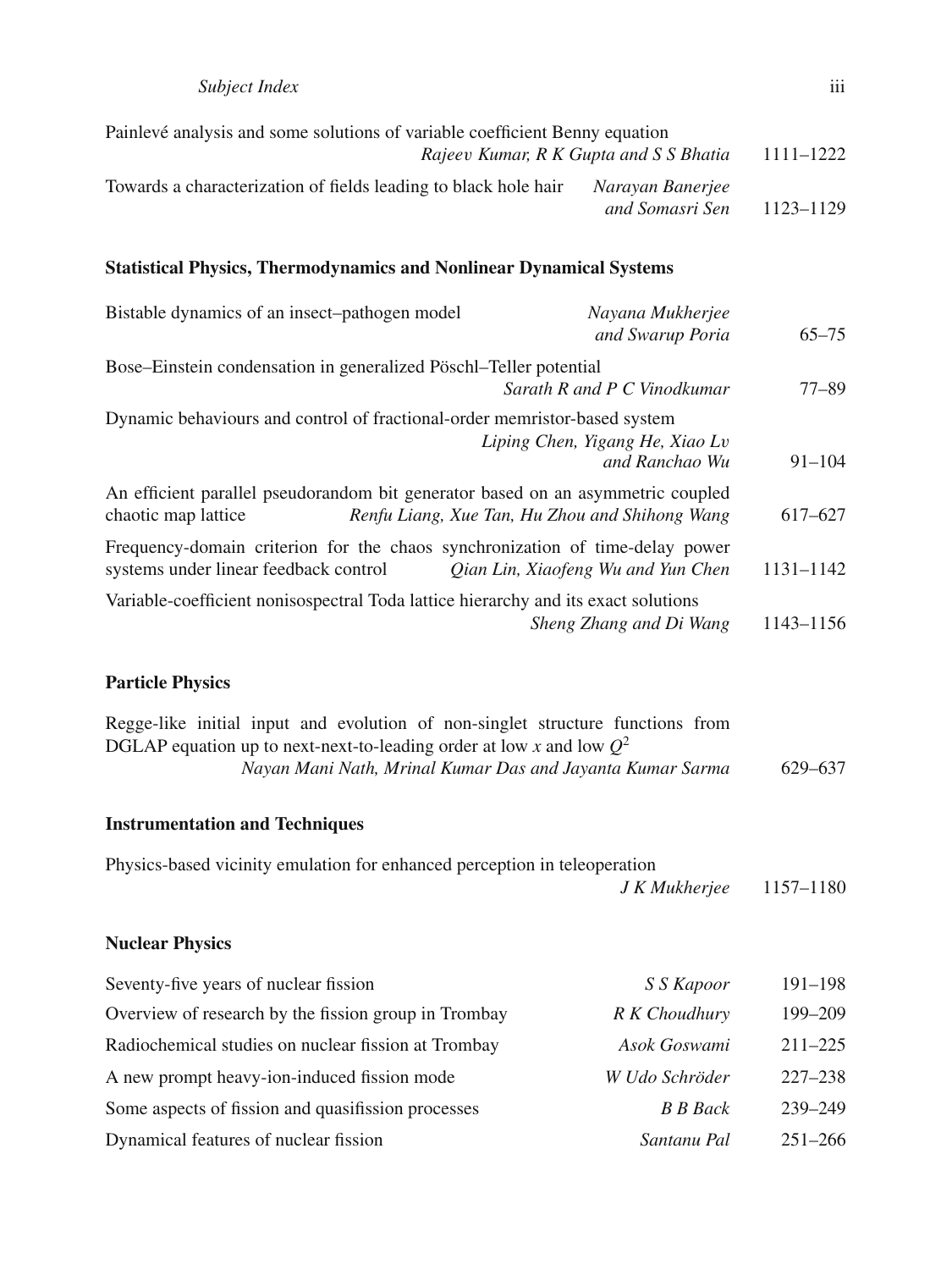Painlevé analysis and some solutions of variable coefficient Benny equation
*Rajeev Kumar, R K Gupta and S S Bhatia* 1111–1222

Towards a characterization of fields leading to black hole hair *Narayan Banerjee and Somasri Sen* 1123–1129

### Statistical Physics, Thermodynamics and Nonlinear Dynamical Systems

Bistable dynamics of an insect–pathogen model *Nayana Mukherjee and Swarup Poria* 65–75

Bose–Einstein condensation in generalized Pöschl–Teller potential
*Sarath R and P C Vinodkumar* 77–89

Dynamic behaviours and control of fractional-order memristor-based system
*Liping Chen, Yigang He, Xiao Lv and Ranchao Wu* 91–104

An efficient parallel pseudorandom bit generator based on an asymmetric coupled chaotic map lattice *Renfu Liang, Xue Tan, Hu Zhou and Shihong Wang* 617–627

Frequency-domain criterion for the chaos synchronization of time-delay power systems under linear feedback control *Qian Lin, Xiaofeng Wu and Yun Chen* 1131–1142

Variable-coefficient nonisospectral Toda lattice hierarchy and its exact solutions
*Sheng Zhang and Di Wang* 1143–1156

### Particle Physics

Regge-like initial input and evolution of non-singlet structure functions from DGLAP equation up to next-next-to-leading order at low $x$ and low $Q^2$
*Nayan Mani Nath, Mrinal Kumar Das and Jayanta Kumar Sarma* 629–637

### Instrumentation and Techniques

Physics-based vicinity emulation for enhanced perception in teleoperation
*J K Mukherjee* 1157–1180

### Nuclear Physics

Seventy-five years of nuclear fission *S S Kapoor* 191–198

Overview of research by the fission group in Trombay *R K Choudhury* 199–209

Radiochemical studies on nuclear fission at Trombay *Asok Goswami* 211–225

A new prompt heavy-ion-induced fission mode *W Udo Schröder* 227–238

Some aspects of fission and quasifission processes *B B Back* 239–249

Dynamical features of nuclear fission *Santanu Pal* 251–266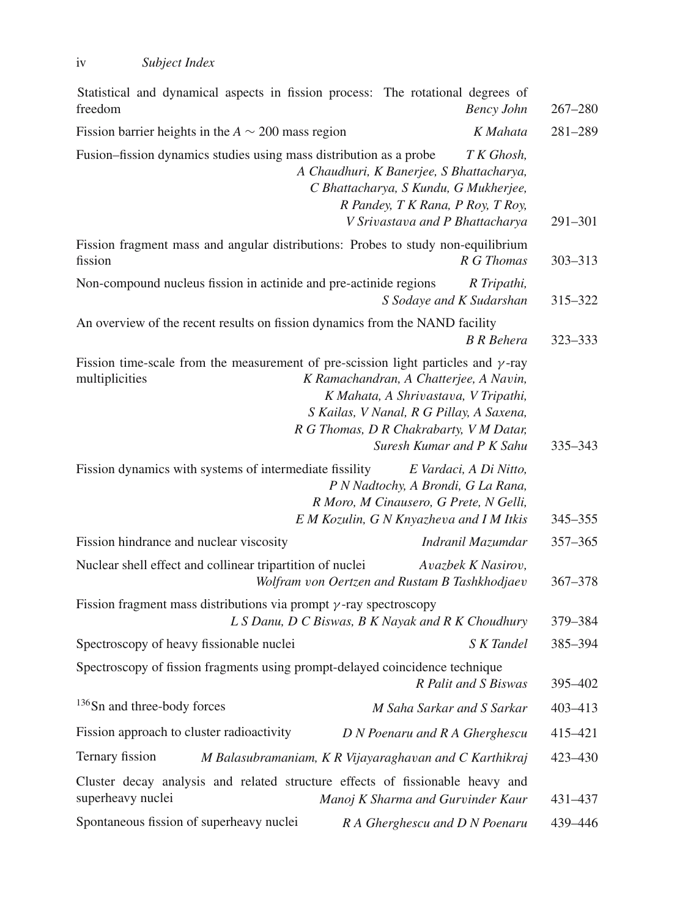| Title | Authors | Pages |
|---|---|---|
| Statistical and dynamical aspects in fission process: The rotational degrees of freedom | *Bency John* | 267–280 |
| Fission barrier heights in the $A \sim 200$ mass region | *K Mahata* | 281–289 |
| Fusion–fission dynamics studies using mass distribution as a probe | *T K Ghosh, A Chaudhuri, K Banerjee, S Bhattacharya, C Bhattacharya, S Kundu, G Mukherjee, R Pandey, T K Rana, P Roy, T Roy, V Srivastava and P Bhattacharya* | 291–301 |
| Fission fragment mass and angular distributions: Probes to study non-equilibrium fission | *R G Thomas* | 303–313 |
| Non-compound nucleus fission in actinide and pre-actinide regions | *R Tripathi, S Sodaye and K Sudarshan* | 315–322 |
| An overview of the recent results on fission dynamics from the NAND facility | *B R Behera* | 323–333 |
| Fission time-scale from the measurement of pre-scission light particles and $\gamma$-ray multiplicities | *K Ramachandran, A Chatterjee, A Navin, K Mahata, A Shrivastava, V Tripathi, S Kailas, V Nanal, R G Pillay, A Saxena, R G Thomas, D R Chakrabarty, V M Datar, Suresh Kumar and P K Sahu* | 335–343 |
| Fission dynamics with systems of intermediate fissility | *E Vardaci, A Di Nitto, P N Nadtochy, A Brondi, G La Rana, R Moro, M Cinausero, G Prete, N Gelli, E M Kozulin, G N Knyazheva and I M Itkis* | 345–355 |
| Fission hindrance and nuclear viscosity | *Indranil Mazumdar* | 357–365 |
| Nuclear shell effect and collinear tripartition of nuclei | *Avazbek K Nasirov, Wolfram von Oertzen and Rustam B Tashkhodjaev* | 367–378 |
| Fission fragment mass distributions via prompt $\gamma$-ray spectroscopy | *L S Danu, D C Biswas, B K Nayak and R K Choudhury* | 379–384 |
| Spectroscopy of heavy fissionable nuclei | *S K Tandel* | 385–394 |
| Spectroscopy of fission fragments using prompt-delayed coincidence technique | *R Palit and S Biswas* | 395–402 |
| $^{136}$Sn and three-body forces | *M Saha Sarkar and S Sarkar* | 403–413 |
| Fission approach to cluster radioactivity | *D N Poenaru and R A Gherghescu* | 415–421 |
| Ternary fission | *M Balasubramaniam, K R Vijayaraghavan and C Karthikraj* | 423–430 |
| Cluster decay analysis and related structure effects of fissionable heavy and superheavy nuclei | *Manoj K Sharma and Gurvinder Kaur* | 431–437 |
| Spontaneous fission of superheavy nuclei | *R A Gherghescu and D N Poenaru* | 439–446 |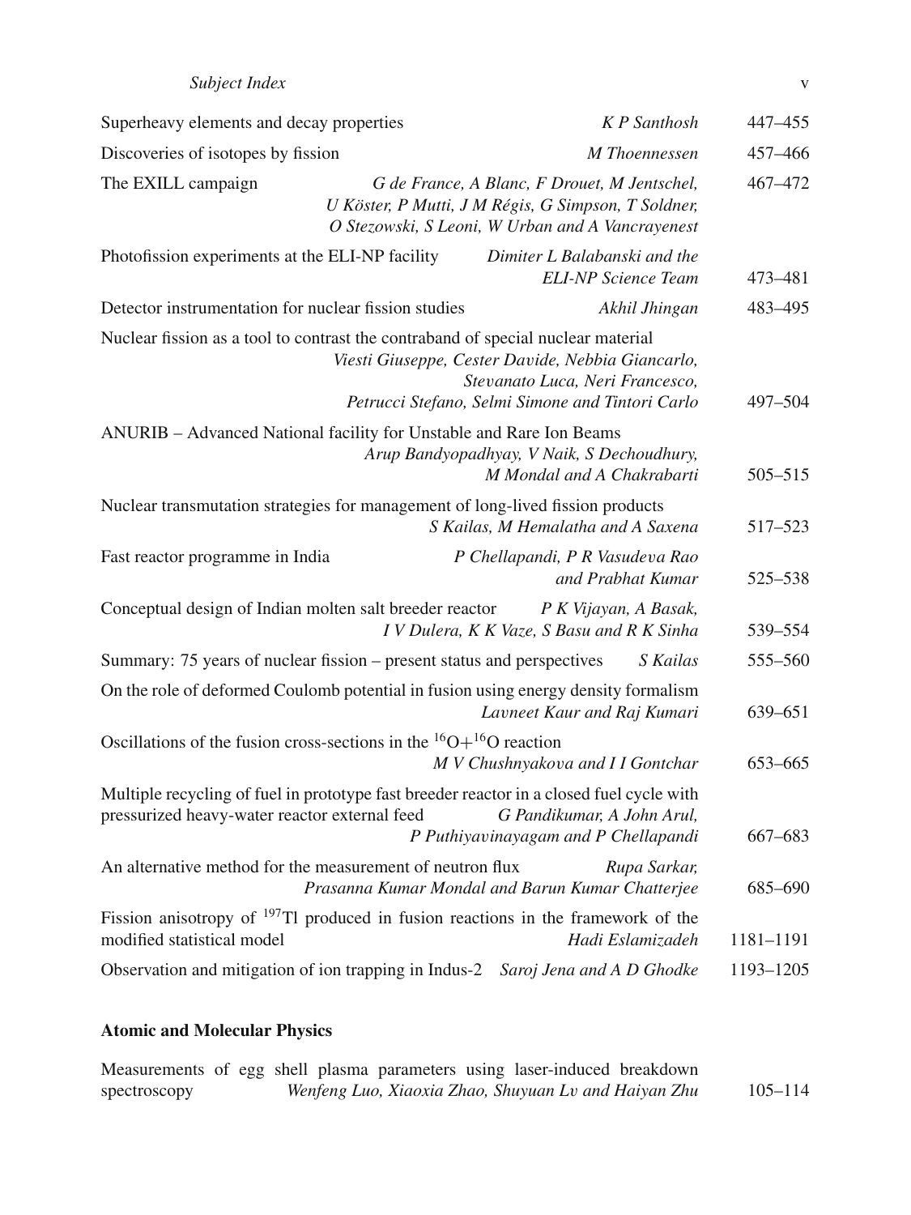Superheavy elements and decay properties *K P Santhosh* 447–455

Discoveries of isotopes by fission *M Thoennessen* 457–466

The EXILL campaign *G de France, A Blanc, F Drouet, M Jentschel, U Köster, P Mutti, J M Régis, G Simpson, T Soldner, O Stezowski, S Leoni, W Urban and A Vancrayenest* 467–472

Photofission experiments at the ELI-NP facility *Dimiter L Balabanski and the ELI-NP Science Team* 473–481

Detector instrumentation for nuclear fission studies *Akhil Jhingan* 483–495

Nuclear fission as a tool to contrast the contraband of special nuclear material *Viesti Giuseppe, Cester Davide, Nebbia Giancarlo, Stevanato Luca, Neri Francesco, Petrucci Stefano, Selmi Simone and Tintori Carlo* 497–504

ANURIB – Advanced National facility for Unstable and Rare Ion Beams *Arup Bandyopadhyay, V Naik, S Dechoudhury, M Mondal and A Chakrabarti* 505–515

Nuclear transmutation strategies for management of long-lived fission products *S Kailas, M Hemalatha and A Saxena* 517–523

Fast reactor programme in India *P Chellapandi, P R Vasudeva Rao and Prabhat Kumar* 525–538

Conceptual design of Indian molten salt breeder reactor *P K Vijayan, A Basak, I V Dulera, K K Vaze, S Basu and R K Sinha* 539–554

Summary: 75 years of nuclear fission – present status and perspectives *S Kailas* 555–560

On the role of deformed Coulomb potential in fusion using energy density formalism *Lavneet Kaur and Raj Kumari* 639–651

Oscillations of the fusion cross-sections in the $^{16}O+^{16}O$ reaction *M V Chushnyakova and I I Gontchar* 653–665

Multiple recycling of fuel in prototype fast breeder reactor in a closed fuel cycle with pressurized heavy-water reactor external feed *G Pandikumar, A John Arul, P Puthiyavinayagam and P Chellapandi* 667–683

An alternative method for the measurement of neutron flux *Rupa Sarkar, Prasanna Kumar Mondal and Barun Kumar Chatterjee* 685–690

Fission anisotropy of $^{197}Tl$ produced in fusion reactions in the framework of the modified statistical model *Hadi Eslamizadeh* 1181–1191

Observation and mitigation of ion trapping in Indus-2 *Saroj Jena and A D Ghodke* 1193–1205

## Atomic and Molecular Physics

Measurements of egg shell plasma parameters using laser-induced breakdown spectroscopy *Wenfeng Luo, Xiaoxia Zhao, Shuyuan Lv and Haiyan Zhu* 105–114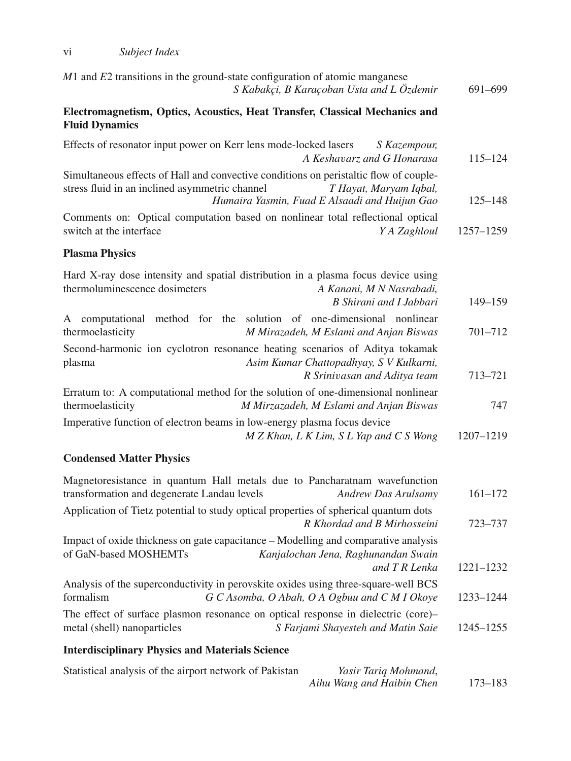$M1$ and $E2$ transitions in the ground-state configuration of atomic manganese *S Kabakçi, B Karaçoban Usta and L Özdemir* 691–699

## Electromagnetism, Optics, Acoustics, Heat Transfer, Classical Mechanics and Fluid Dynamics

Effects of resonator input power on Kerr lens mode-locked lasers *S Kazempour, A Keshavarz and G Honarasa* 115–124

Simultaneous effects of Hall and convective conditions on peristaltic flow of couple-stress fluid in an inclined asymmetric channel *T Hayat, Maryam Iqbal, Humaira Yasmin, Fuad E Alsaadi and Huijun Gao* 125–148

Comments on: Optical computation based on nonlinear total reflectional optical switch at the interface *Y A Zaghloul* 1257–1259

## Plasma Physics

Hard X-ray dose intensity and spatial distribution in a plasma focus device using thermoluminescence dosimeters *A Kanani, M N Nasrabadi, B Shirani and I Jabbari* 149–159

A computational method for the solution of one-dimensional nonlinear thermoelasticity *M Mirazadeh, M Eslami and Anjan Biswas* 701–712

Second-harmonic ion cyclotron resonance heating scenarios of Aditya tokamak plasma *Asim Kumar Chattopadhyay, S V Kulkarni, R Srinivasan and Aditya team* 713–721

Erratum to: A computational method for the solution of one-dimensional nonlinear thermoelasticity *M Mirzazadeh, M Eslami and Anjan Biswas* 747

Imperative function of electron beams in low-energy plasma focus device *M Z Khan, L K Lim, S L Yap and C S Wong* 1207–1219

## Condensed Matter Physics

Magnetoresistance in quantum Hall metals due to Pancharatnam wavefunction transformation and degenerate Landau levels *Andrew Das Arulsamy* 161–172

Application of Tietz potential to study optical properties of spherical quantum dots *R Khordad and B Mirhosseini* 723–737

Impact of oxide thickness on gate capacitance – Modelling and comparative analysis of GaN-based MOSHEMTs *Kanjalochan Jena, Raghunandan Swain and T R Lenka* 1221–1232

Analysis of the superconductivity in perovskite oxides using three-square-well BCS formalism *G C Asomba, O Abah, O A Ogbuu and C M I Okoye* 1233–1244

The effect of surface plasmon resonance on optical response in dielectric (core)–metal (shell) nanoparticles *S Farjami Shayesteh and Matin Saie* 1245–1255

## Interdisciplinary Physics and Materials Science

Statistical analysis of the airport network of Pakistan *Yasir Tariq Mohmand, Aihu Wang and Haibin Chen* 173–183